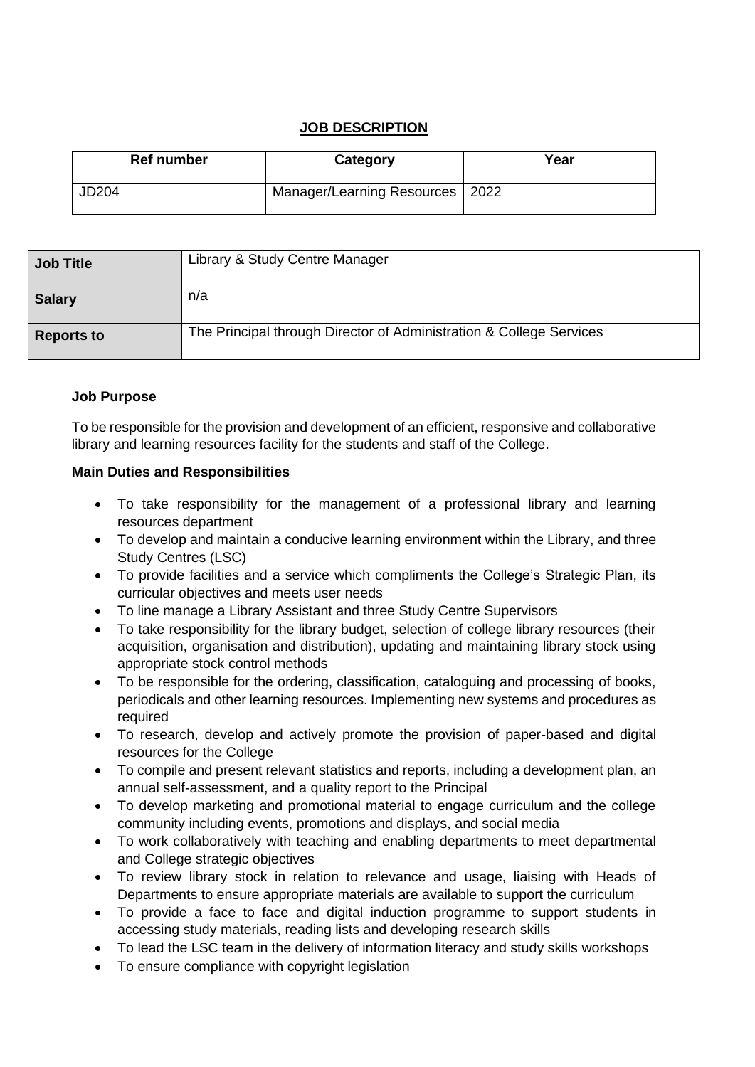# JOB DESCRIPTION

| Ref number | Category | Year |
|---|---|---|
| JD204 | Manager/Learning Resources | 2022 |

| | |
|---|---|
| **Job Title** | Library & Study Centre Manager |
| **Salary** | n/a |
| **Reports to** | The Principal through Director of Administration & College Services |

**Job Purpose**

To be responsible for the provision and development of an efficient, responsive and collaborative library and learning resources facility for the students and staff of the College.

**Main Duties and Responsibilities**

- To take responsibility for the management of a professional library and learning resources department
- To develop and maintain a conducive learning environment within the Library, and three Study Centres (LSC)
- To provide facilities and a service which compliments the College's Strategic Plan, its curricular objectives and meets user needs
- To line manage a Library Assistant and three Study Centre Supervisors
- To take responsibility for the library budget, selection of college library resources (their acquisition, organisation and distribution), updating and maintaining library stock using appropriate stock control methods
- To be responsible for the ordering, classification, cataloguing and processing of books, periodicals and other learning resources. Implementing new systems and procedures as required
- To research, develop and actively promote the provision of paper-based and digital resources for the College
- To compile and present relevant statistics and reports, including a development plan, an annual self-assessment, and a quality report to the Principal
- To develop marketing and promotional material to engage curriculum and the college community including events, promotions and displays, and social media
- To work collaboratively with teaching and enabling departments to meet departmental and College strategic objectives
- To review library stock in relation to relevance and usage, liaising with Heads of Departments to ensure appropriate materials are available to support the curriculum
- To provide a face to face and digital induction programme to support students in accessing study materials, reading lists and developing research skills
- To lead the LSC team in the delivery of information literacy and study skills workshops
- To ensure compliance with copyright legislation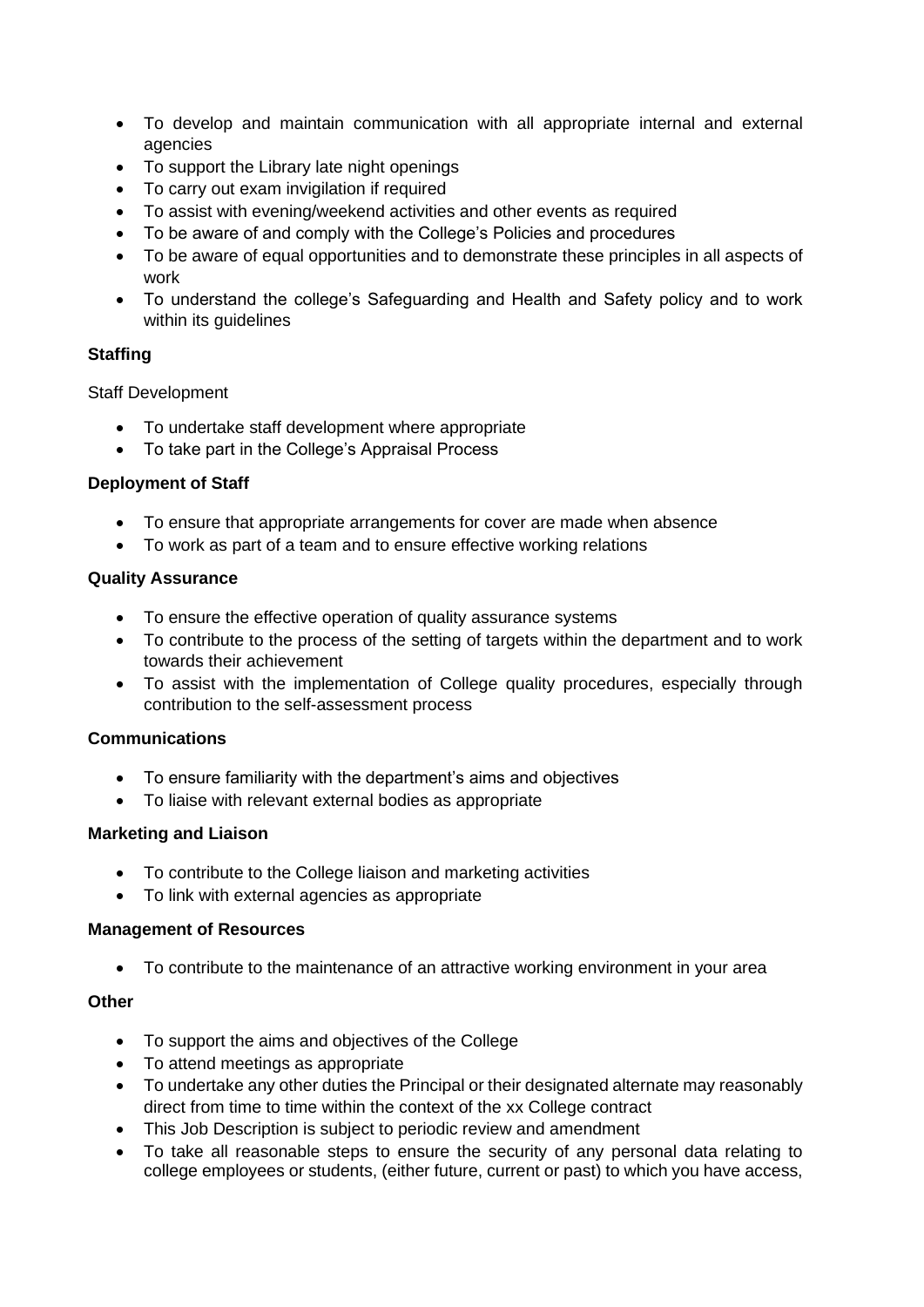- To develop and maintain communication with all appropriate internal and external agencies
- To support the Library late night openings
- To carry out exam invigilation if required
- To assist with evening/weekend activities and other events as required
- To be aware of and comply with the College's Policies and procedures
- To be aware of equal opportunities and to demonstrate these principles in all aspects of work
- To understand the college's Safeguarding and Health and Safety policy and to work within its guidelines

**Staffing**

Staff Development

- To undertake staff development where appropriate
- To take part in the College's Appraisal Process

**Deployment of Staff**

- To ensure that appropriate arrangements for cover are made when absence
- To work as part of a team and to ensure effective working relations

**Quality Assurance**

- To ensure the effective operation of quality assurance systems
- To contribute to the process of the setting of targets within the department and to work towards their achievement
- To assist with the implementation of College quality procedures, especially through contribution to the self-assessment process

**Communications**

- To ensure familiarity with the department's aims and objectives
- To liaise with relevant external bodies as appropriate

**Marketing and Liaison**

- To contribute to the College liaison and marketing activities
- To link with external agencies as appropriate

**Management of Resources**

- To contribute to the maintenance of an attractive working environment in your area

**Other**

- To support the aims and objectives of the College
- To attend meetings as appropriate
- To undertake any other duties the Principal or their designated alternate may reasonably direct from time to time within the context of the xx College contract
- This Job Description is subject to periodic review and amendment
- To take all reasonable steps to ensure the security of any personal data relating to college employees or students, (either future, current or past) to which you have access,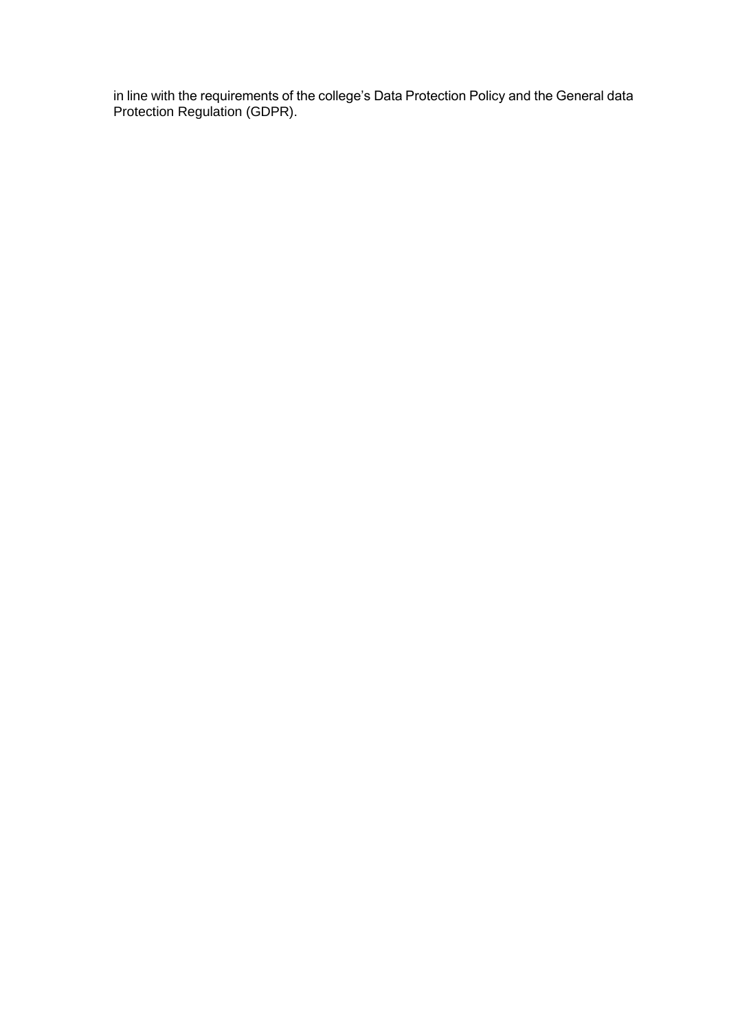in line with the requirements of the college’s Data Protection Policy and the General data Protection Regulation (GDPR).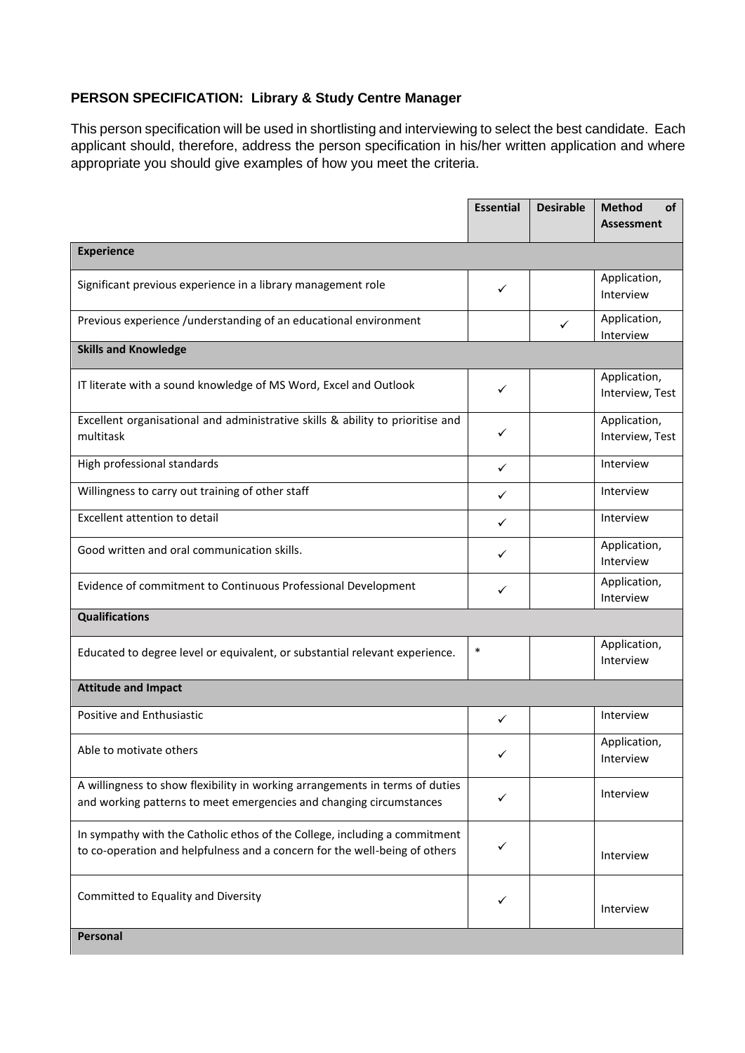**PERSON SPECIFICATION: Library & Study Centre Manager**

This person specification will be used in shortlisting and interviewing to select the best candidate. Each applicant should, therefore, address the person specification in his/her written application and where appropriate you should give examples of how you meet the criteria.

| | Essential | Desirable | Method of Assessment |
|---|---|---|---|
| **Experience** | | | |
| Significant previous experience in a library management role | ✓ | | Application, Interview |
| Previous experience /understanding of an educational environment | | ✓ | Application, Interview |
| **Skills and Knowledge** | | | |
| IT literate with a sound knowledge of MS Word, Excel and Outlook | ✓ | | Application, Interview, Test |
| Excellent organisational and administrative skills & ability to prioritise and multitask | ✓ | | Application, Interview, Test |
| High professional standards | ✓ | | Interview |
| Willingness to carry out training of other staff | ✓ | | Interview |
| Excellent attention to detail | ✓ | | Interview |
| Good written and oral communication skills. | ✓ | | Application, Interview |
| Evidence of commitment to Continuous Professional Development | ✓ | | Application, Interview |
| **Qualifications** | | | |
| Educated to degree level or equivalent, or substantial relevant experience. | * | | Application, Interview |
| **Attitude and Impact** | | | |
| Positive and Enthusiastic | ✓ | | Interview |
| Able to motivate others | ✓ | | Application, Interview |
| A willingness to show flexibility in working arrangements in terms of duties and working patterns to meet emergencies and changing circumstances | ✓ | | Interview |
| In sympathy with the Catholic ethos of the College, including a commitment to co-operation and helpfulness and a concern for the well-being of others | ✓ | | Interview |
| Committed to Equality and Diversity | ✓ | | Interview |
| **Personal** | | | |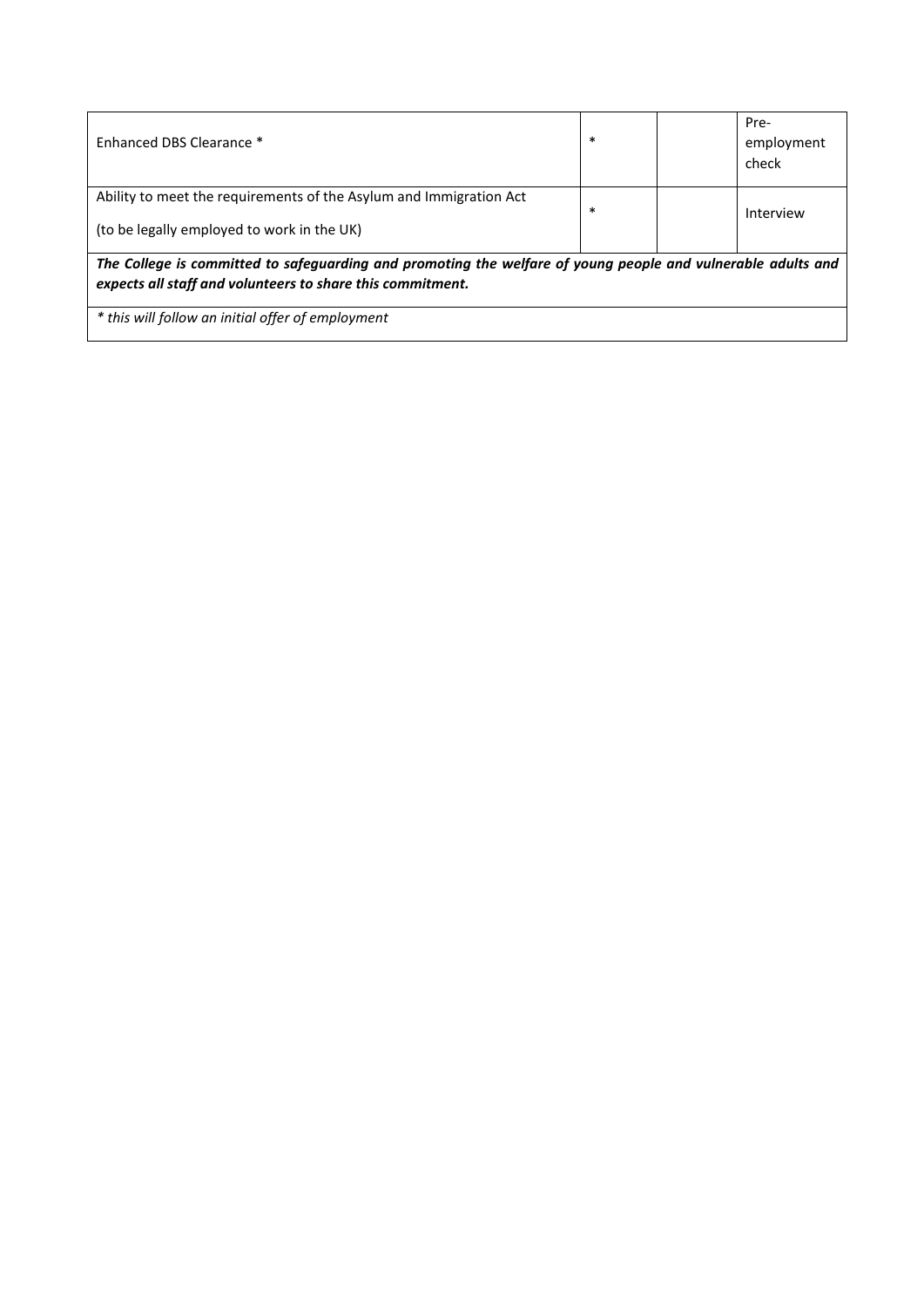| | | | |
|---|---|---|---|
| Enhanced DBS Clearance * | * | | Pre-employment check |
| Ability to meet the requirements of the Asylum and Immigration Act<br><br>(to be legally employed to work in the UK) | * | | Interview |
| ***The College is committed to safeguarding and promoting the welfare of young people and vulnerable adults and expects all staff and volunteers to share this commitment.*** | | | |
| *\* this will follow an initial offer of employment* | | | |